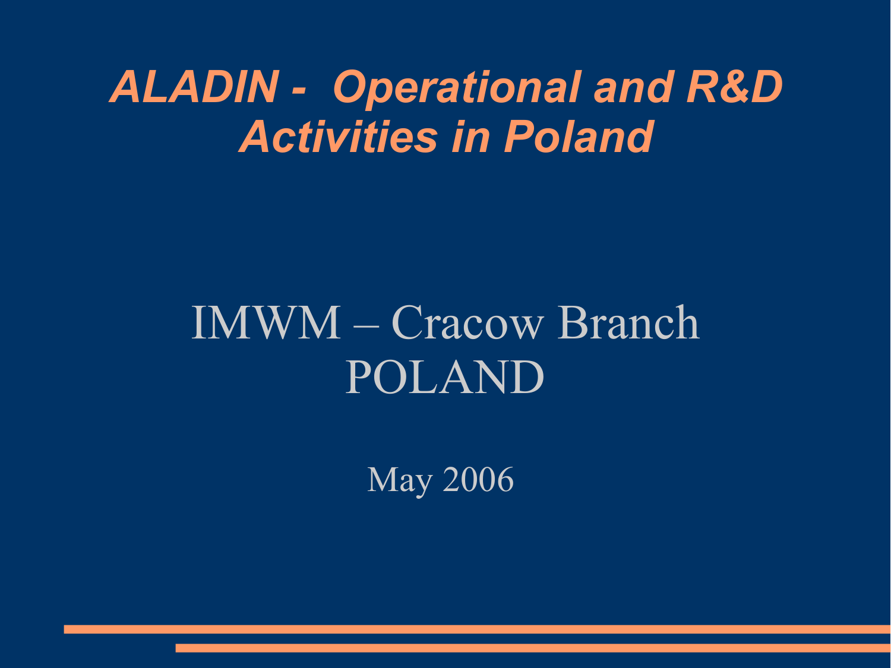# *ALADIN - Operational and R&D Activities in Poland*

IMWM – Cracow Branch
POLAND

May 2006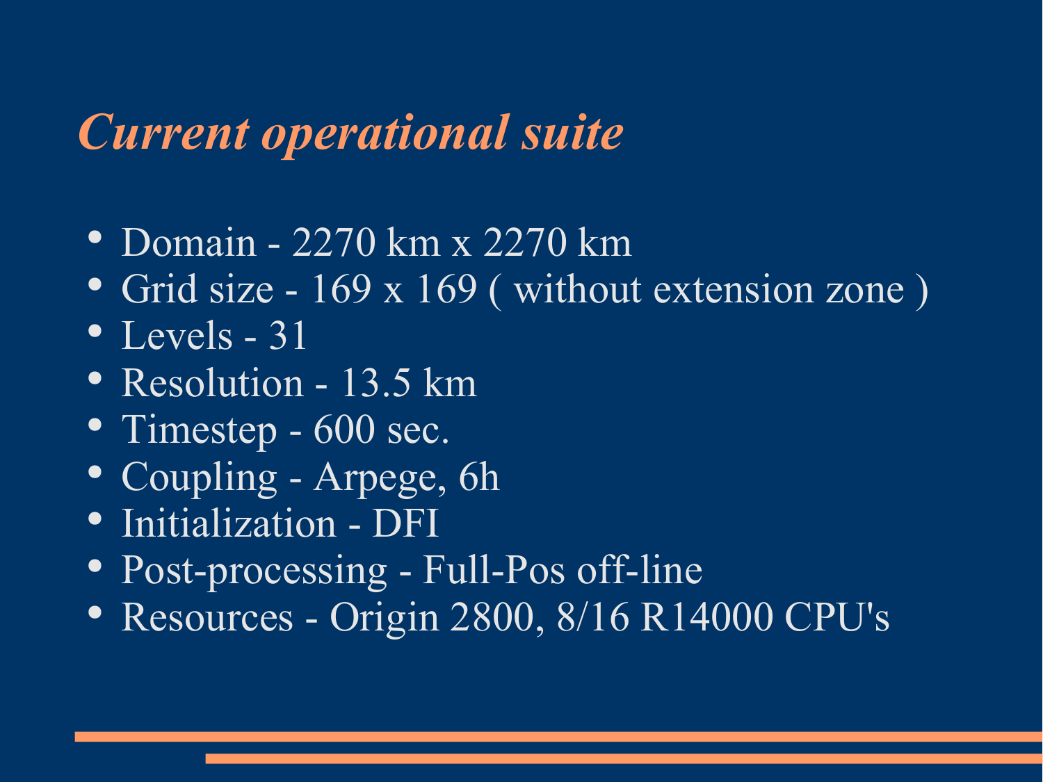# *Current operational suite*

- Domain - 2270 km x 2270 km
- Grid size - 169 x 169 ( without extension zone )
- Levels - 31
- Resolution - 13.5 km
- Timestep - 600 sec.
- Coupling - Arpege, 6h
- Initialization - DFI
- Post-processing - Full-Pos off-line
- Resources - Origin 2800, 8/16 R14000 CPU's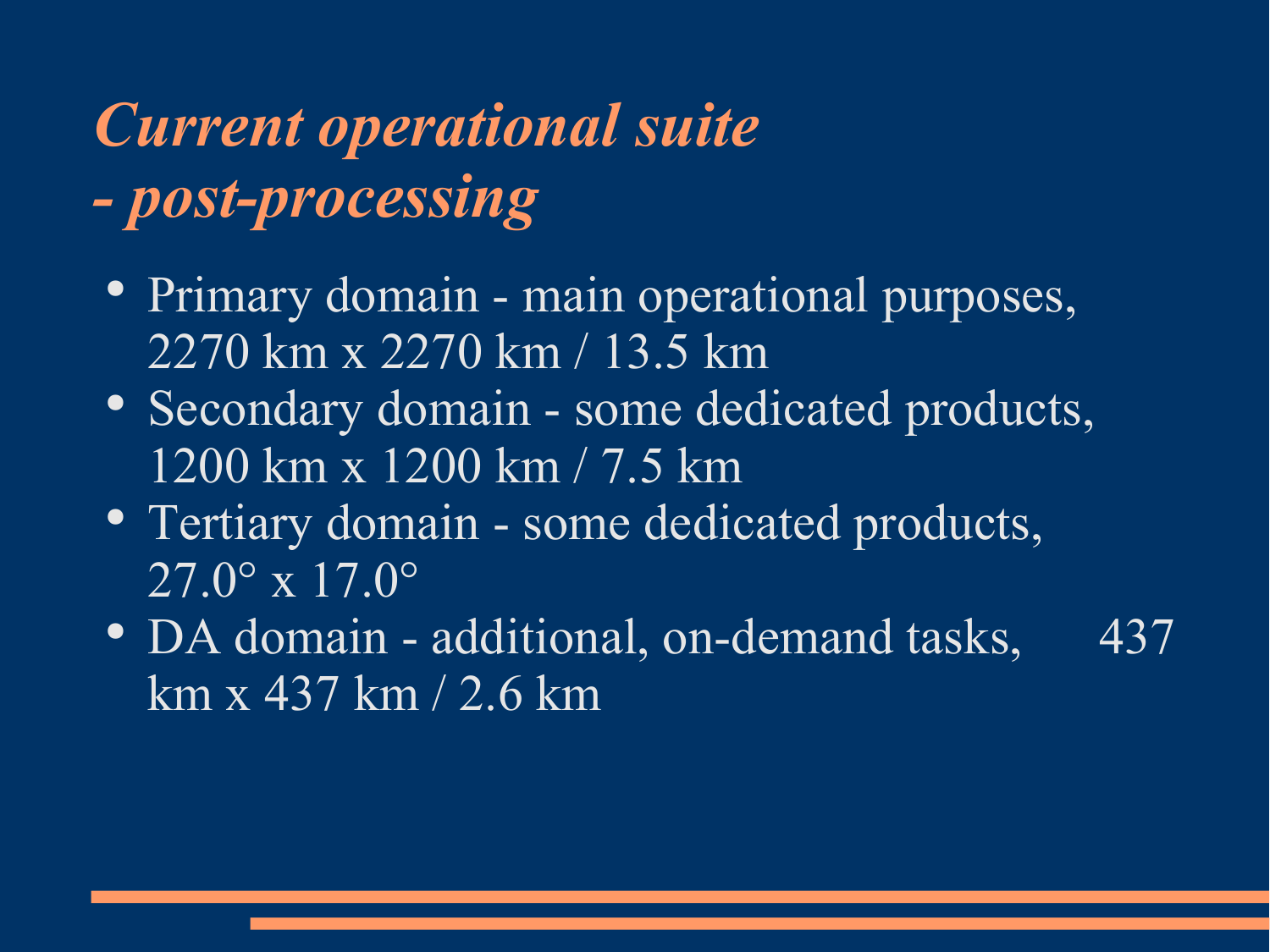# *Current operational suite - post-processing*

- Primary domain - main operational purposes, 2270 km x 2270 km / 13.5 km
- Secondary domain - some dedicated products, 1200 km x 1200 km / 7.5 km
- Tertiary domain - some dedicated products, 27.0° x 17.0°
- DA domain - additional, on-demand tasks, 437 km x 437 km / 2.6 km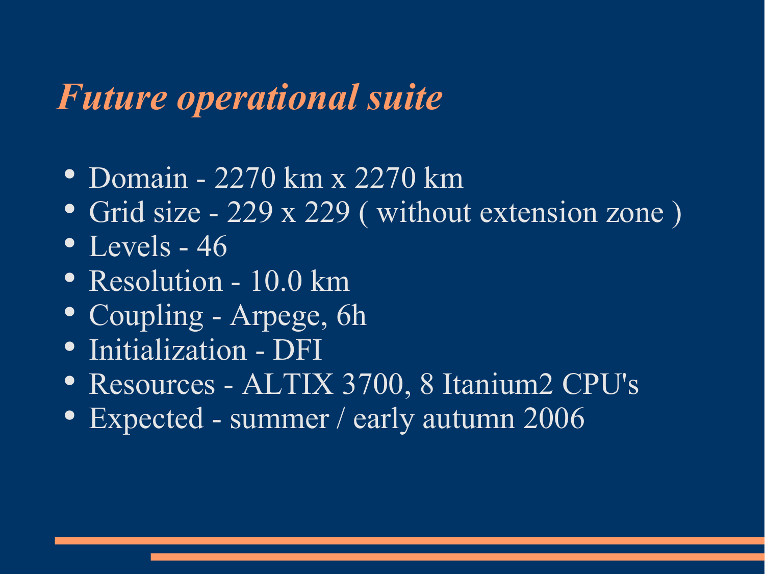# *Future operational suite*

- Domain - 2270 km x 2270 km
- Grid size - 229 x 229 ( without extension zone )
- Levels - 46
- Resolution - 10.0 km
- Coupling - Arpege, 6h
- Initialization - DFI
- Resources - ALTIX 3700, 8 Itanium2 CPU's
- Expected - summer / early autumn 2006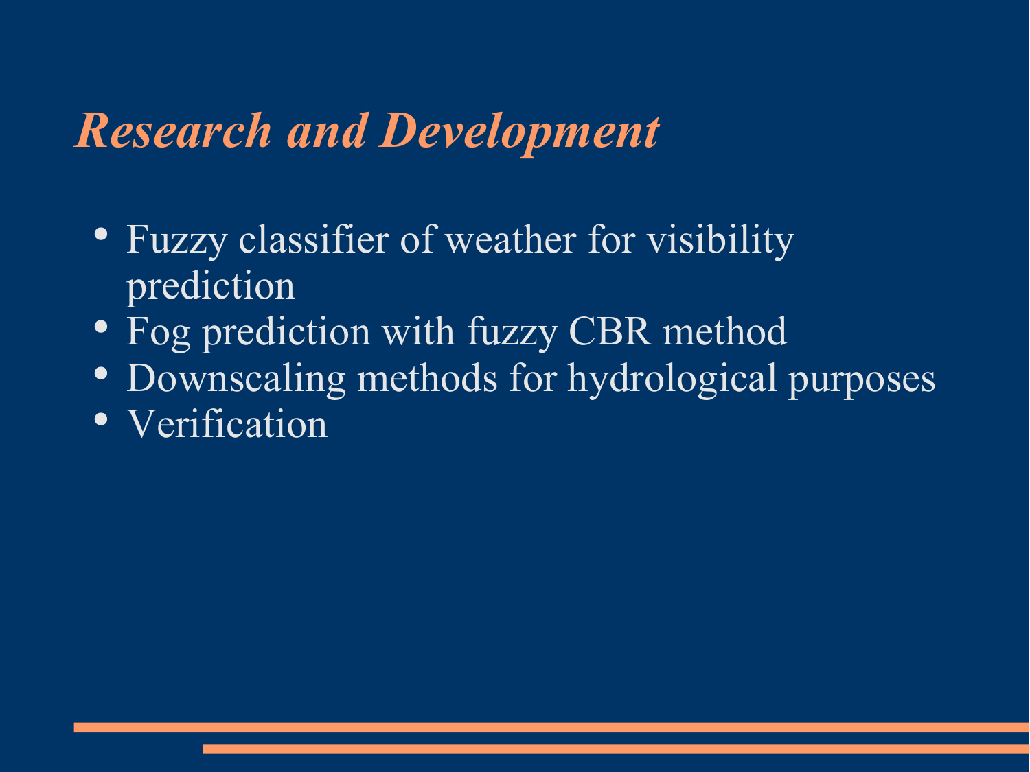## *Research and Development*

- Fuzzy classifier of weather for visibility prediction
- Fog prediction with fuzzy CBR method
- Downscaling methods for hydrological purposes
- Verification